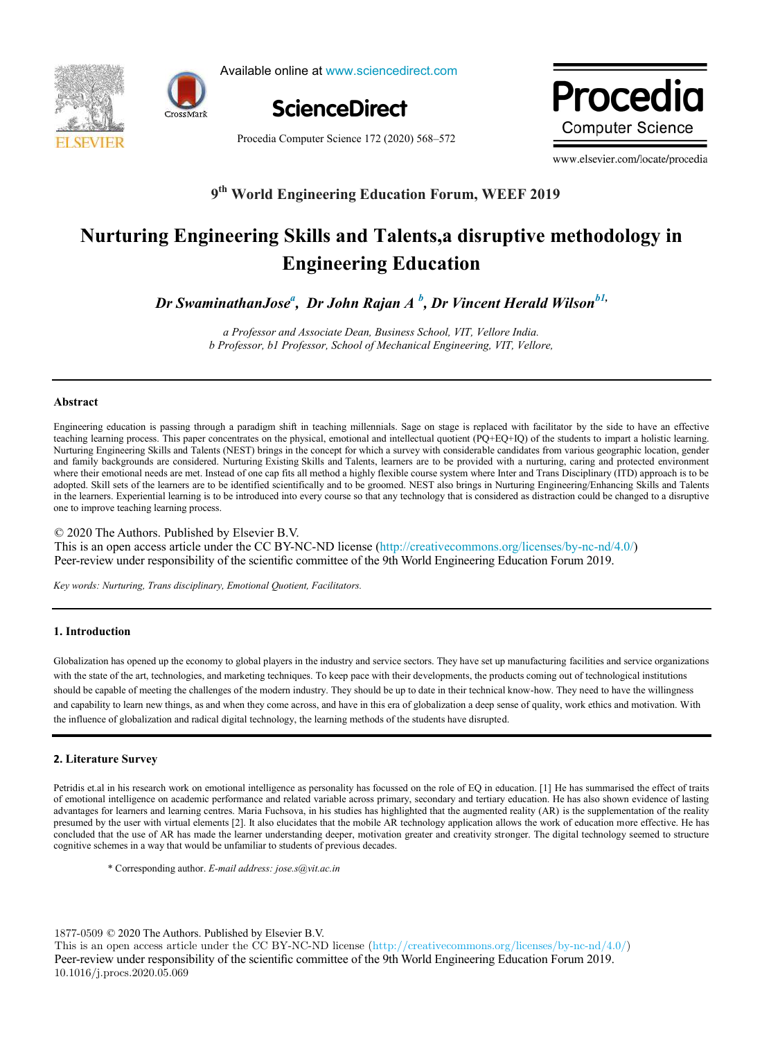9th World Engineering Education Forum, WEEF 2019

# Nurturing Engineering Skills and Talents,a disruptive methodology in Engineering Education

***Dr SwaminathanJose[a], Dr John Rajan A [b], Dr Vincent Herald Wilson[b1],***

*a Professor and Associate Dean, Business School, VIT, Vellore India.*
*b Professor, b1 Professor, School of Mechanical Engineering, VIT, Vellore,*

---

### Abstract

Engineering education is passing through a paradigm shift in teaching millennials. Sage on stage is replaced with facilitator by the side to have an effective teaching learning process. This paper concentrates on the physical, emotional and intellectual quotient (PQ+EQ+IQ) of the students to impart a holistic learning. Nurturing Engineering Skills and Talents (NEST) brings in the concept for which a survey with considerable candidates from various geographic location, gender and family backgrounds are considered. Nurturing Existing Skills and Talents, learners are to be provided with a nurturing, caring and protected environment where their emotional needs are met. Instead of one cap fits all method a highly flexible course system where Inter and Trans Disciplinary (ITD) approach is to be adopted. Skill sets of the learners are to be identified scientifically and to be groomed. NEST also brings in Nurturing Engineering/Enhancing Skills and Talents in the learners. Experiential learning is to be introduced into every course so that any technology that is considered as distraction could be changed to a disruptive one to improve teaching learning process.

© 2020 The Authors. Published by Elsevier B.V.
This is an open access article under the CC BY-NC-ND license (http://creativecommons.org/licenses/by-nc-nd/4.0/)
Peer-review under responsibility of the scientific committee of the 9th World Engineering Education Forum 2019.

*Key words: Nurturing, Trans disciplinary, Emotional Quotient, Facilitators.*

---

## 1. Introduction

Globalization has opened up the economy to global players in the industry and service sectors. They have set up manufacturing facilities and service organizations with the state of the art, technologies, and marketing techniques. To keep pace with their developments, the products coming out of technological institutions should be capable of meeting the challenges of the modern industry. They should be up to date in their technical know-how. They need to have the willingness and capability to learn new things, as and when they come across, and have in this era of globalization a deep sense of quality, work ethics and motivation. With the influence of globalization and radical digital technology, the learning methods of the students have disrupted.

## 2. Literature Survey

Petridis et.al in his research work on emotional intelligence as personality has focussed on the role of EQ in education. [1] He has summarised the effect of traits of emotional intelligence on academic performance and related variable across primary, secondary and tertiary education. He has also shown evidence of lasting advantages for learners and learning centres. Maria Fuchsova, in his studies has highlighted that the augmented reality (AR) is the supplementation of the reality presumed by the user with virtual elements [2]. It also elucidates that the mobile AR technology application allows the work of education more effective. He has concluded that the use of AR has made the learner understanding deeper, motivation greater and creativity stronger. The digital technology seemed to structure cognitive schemes in a way that would be unfamiliar to students of previous decades.

\* Corresponding author. *E-mail address: jose.s@vit.ac.in*

1877-0509 © 2020 The Authors. Published by Elsevier B.V.
This is an open access article under the CC BY-NC-ND license (http://creativecommons.org/licenses/by-nc-nd/4.0/)
Peer-review under responsibility of the scientific committee of the 9th World Engineering Education Forum 2019.
10.1016/j.procs.2020.05.069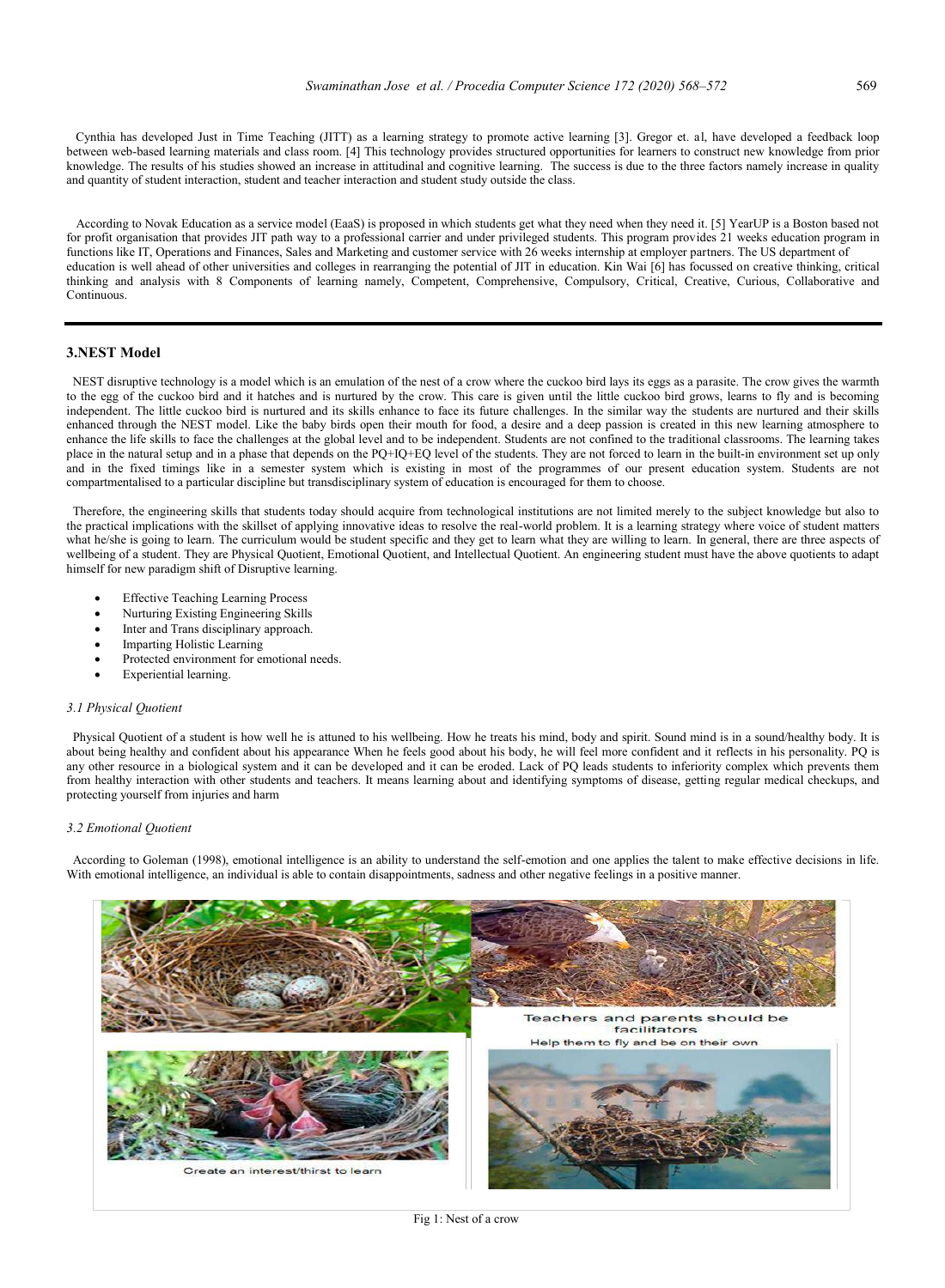Cynthia has developed Just in Time Teaching (JITT) as a learning strategy to promote active learning [3]. Gregor et. al, have developed a feedback loop between web-based learning materials and class room. [4] This technology provides structured opportunities for learners to construct new knowledge from prior knowledge. The results of his studies showed an increase in attitudinal and cognitive learning. The success is due to the three factors namely increase in quality and quantity of student interaction, student and teacher interaction and student study outside the class.

According to Novak Education as a service model (EaaS) is proposed in which students get what they need when they need it. [5] YearUP is a Boston based not for profit organisation that provides JIT path way to a professional carrier and under privileged students. This program provides 21 weeks education program in functions like IT, Operations and Finances, Sales and Marketing and customer service with 26 weeks internship at employer partners. The US department of education is well ahead of other universities and colleges in rearranging the potential of JIT in education. Kin Wai [6] has focussed on creative thinking, critical thinking and analysis with 8 Components of learning namely, Competent, Comprehensive, Compulsory, Critical, Creative, Curious, Collaborative and Continuous.

## 3.NEST Model

NEST disruptive technology is a model which is an emulation of the nest of a crow where the cuckoo bird lays its eggs as a parasite. The crow gives the warmth to the egg of the cuckoo bird and it hatches and is nurtured by the crow. This care is given until the little cuckoo bird grows, learns to fly and is becoming independent. The little cuckoo bird is nurtured and its skills enhance to face its future challenges. In the similar way the students are nurtured and their skills enhanced through the NEST model. Like the baby birds open their mouth for food, a desire and a deep passion is created in this new learning atmosphere to enhance the life skills to face the challenges at the global level and to be independent. Students are not confined to the traditional classrooms. The learning takes place in the natural setup and in a phase that depends on the PQ+IQ+EQ level of the students. They are not forced to learn in the built-in environment set up only and in the fixed timings like in a semester system which is existing in most of the programmes of our present education system. Students are not compartmentalised to a particular discipline but transdisciplinary system of education is encouraged for them to choose.

Therefore, the engineering skills that students today should acquire from technological institutions are not limited merely to the subject knowledge but also to the practical implications with the skillset of applying innovative ideas to resolve the real-world problem. It is a learning strategy where voice of student matters what he/she is going to learn. The curriculum would be student specific and they get to learn what they are willing to learn. In general, there are three aspects of wellbeing of a student. They are Physical Quotient, Emotional Quotient, and Intellectual Quotient. An engineering student must have the above quotients to adapt himself for new paradigm shift of Disruptive learning.

- Effective Teaching Learning Process
- Nurturing Existing Engineering Skills
- Inter and Trans disciplinary approach.
- Imparting Holistic Learning
- Protected environment for emotional needs.
- Experiential learning.

### *3.1 Physical Quotient*

Physical Quotient of a student is how well he is attuned to his wellbeing. How he treats his mind, body and spirit. Sound mind is in a sound/healthy body. It is about being healthy and confident about his appearance When he feels good about his body, he will feel more confident and it reflects in his personality. PQ is any other resource in a biological system and it can be developed and it can be eroded. Lack of PQ leads students to inferiority complex which prevents them from healthy interaction with other students and teachers. It means learning about and identifying symptoms of disease, getting regular medical checkups, and protecting yourself from injuries and harm

### *3.2 Emotional Quotient*

According to Goleman (1998), emotional intelligence is an ability to understand the self-emotion and one applies the talent to make effective decisions in life. With emotional intelligence, an individual is able to contain disappointments, sadness and other negative feelings in a positive manner.

Teachers and parents should be facilitators

Help them to fly and be on their own

Create an interest/thirst to learn

Fig 1: Nest of a crow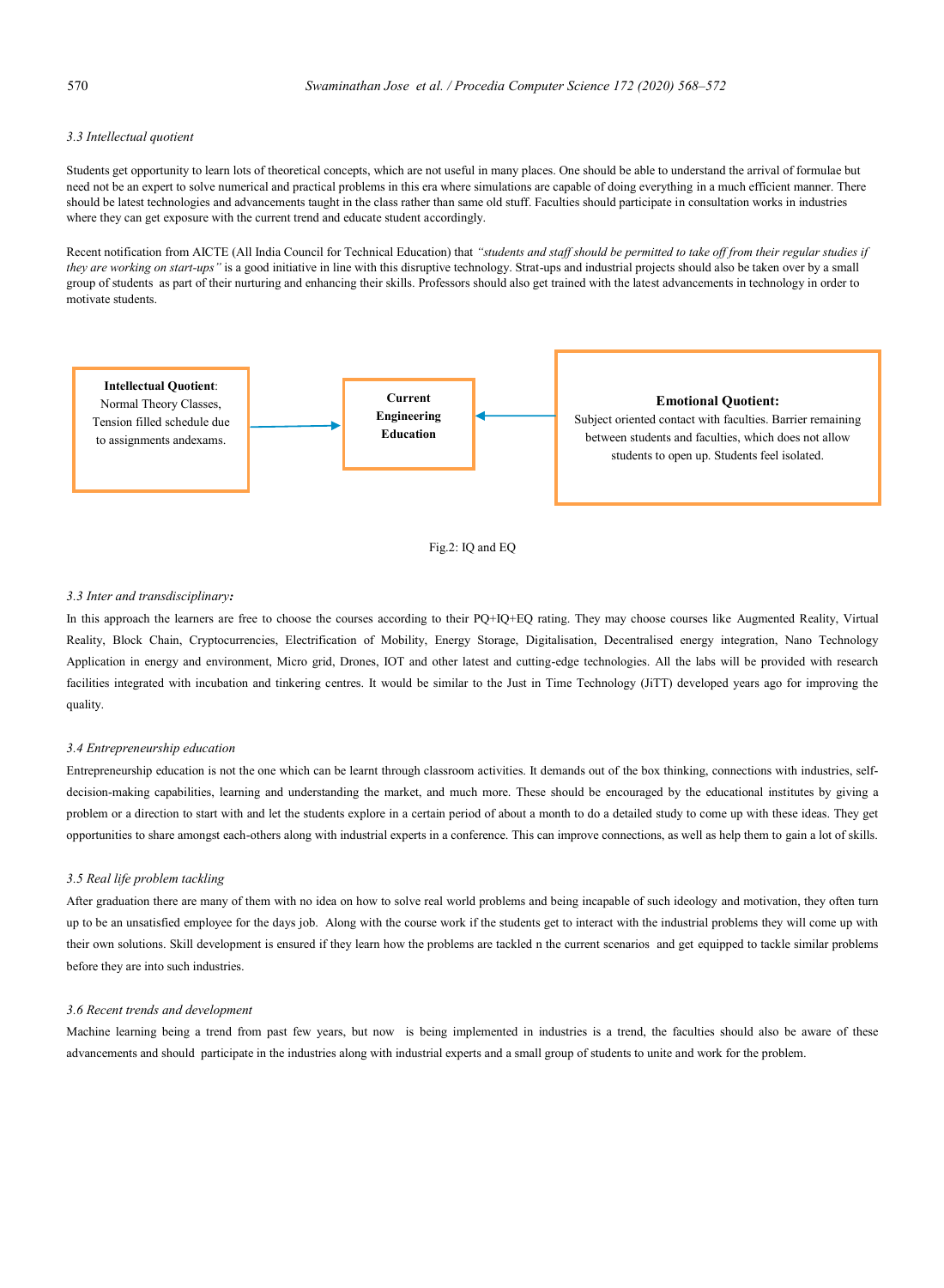### 3.3 Intellectual quotient

Students get opportunity to learn lots of theoretical concepts, which are not useful in many places. One should be able to understand the arrival of formulae but need not be an expert to solve numerical and practical problems in this era where simulations are capable of doing everything in a much efficient manner. There should be latest technologies and advancements taught in the class rather than same old stuff. Faculties should participate in consultation works in industries where they can get exposure with the current trend and educate student accordingly.

Recent notification from AICTE (All India Council for Technical Education) that *"students and staff should be permitted to take off from their regular studies if they are working on start-ups"* is a good initiative in line with this disruptive technology. Strat-ups and industrial projects should also be taken over by a small group of students as part of their nurturing and enhancing their skills. Professors should also get trained with the latest advancements in technology in order to motivate students.

**Intellectual Quotient**: Normal Theory Classes, Tension filled schedule due to assignments andexams.

**Current Engineering Education**

**Emotional Quotient:** Subject oriented contact with faculties. Barrier remaining between students and faculties, which does not allow students to open up. Students feel isolated.

Fig.2: IQ and EQ

### 3.3 Inter and transdisciplinary:

In this approach the learners are free to choose the courses according to their PQ+IQ+EQ rating. They may choose courses like Augmented Reality, Virtual Reality, Block Chain, Cryptocurrencies, Electrification of Mobility, Energy Storage, Digitalisation, Decentralised energy integration, Nano Technology Application in energy and environment, Micro grid, Drones, IOT and other latest and cutting-edge technologies. All the labs will be provided with research facilities integrated with incubation and tinkering centres. It would be similar to the Just in Time Technology (JiTT) developed years ago for improving the quality.

### 3.4 Entrepreneurship education

Entrepreneurship education is not the one which can be learnt through classroom activities. It demands out of the box thinking, connections with industries, self-decision-making capabilities, learning and understanding the market, and much more. These should be encouraged by the educational institutes by giving a problem or a direction to start with and let the students explore in a certain period of about a month to do a detailed study to come up with these ideas. They get opportunities to share amongst each-others along with industrial experts in a conference. This can improve connections, as well as help them to gain a lot of skills.

### 3.5 Real life problem tackling

After graduation there are many of them with no idea on how to solve real world problems and being incapable of such ideology and motivation, they often turn up to be an unsatisfied employee for the days job. Along with the course work if the students get to interact with the industrial problems they will come up with their own solutions. Skill development is ensured if they learn how the problems are tackled n the current scenarios and get equipped to tackle similar problems before they are into such industries.

### 3.6 Recent trends and development

Machine learning being a trend from past few years, but now is being implemented in industries is a trend, the faculties should also be aware of these advancements and should participate in the industries along with industrial experts and a small group of students to unite and work for the problem.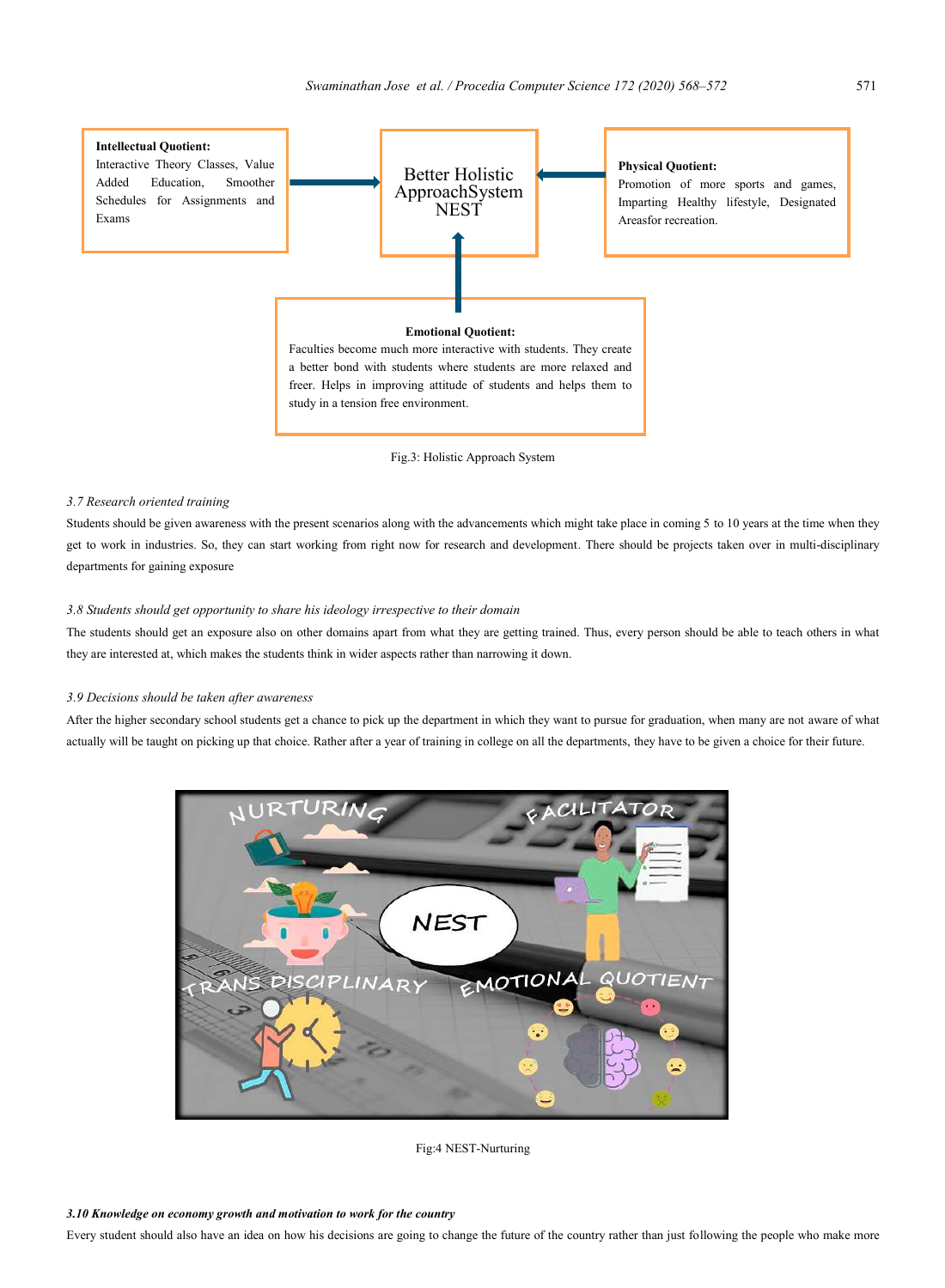**Intellectual Quotient:**
Interactive Theory Classes, Value Added Education, Smoother Schedules for Assignments and Exams

Better Holistic ApproachSystem NEST

**Physical Quotient:**
Promotion of more sports and games, Imparting Healthy lifestyle, Designated Areasfor recreation.

**Emotional Quotient:**
Faculties become much more interactive with students. They create a better bond with students where students are more relaxed and freer. Helps in improving attitude of students and helps them to study in a tension free environment.

Fig.3: Holistic Approach System

### *3.7 Research oriented training*

Students should be given awareness with the present scenarios along with the advancements which might take place in coming 5 to 10 years at the time when they get to work in industries. So, they can start working from right now for research and development. There should be projects taken over in multi-disciplinary departments for gaining exposure

### *3.8 Students should get opportunity to share his ideology irrespective to their domain*

The students should get an exposure also on other domains apart from what they are getting trained. Thus, every person should be able to teach others in what they are interested at, which makes the students think in wider aspects rather than narrowing it down.

### *3.9 Decisions should be taken after awareness*

After the higher secondary school students get a chance to pick up the department in which they want to pursue for graduation, when many are not aware of what actually will be taught on picking up that choice. Rather after a year of training in college on all the departments, they have to be given a choice for their future.

Fig:4 NEST-Nurturing

### ***3.10 Knowledge on economy growth and motivation to work for the country***

Every student should also have an idea on how his decisions are going to change the future of the country rather than just following the people who make more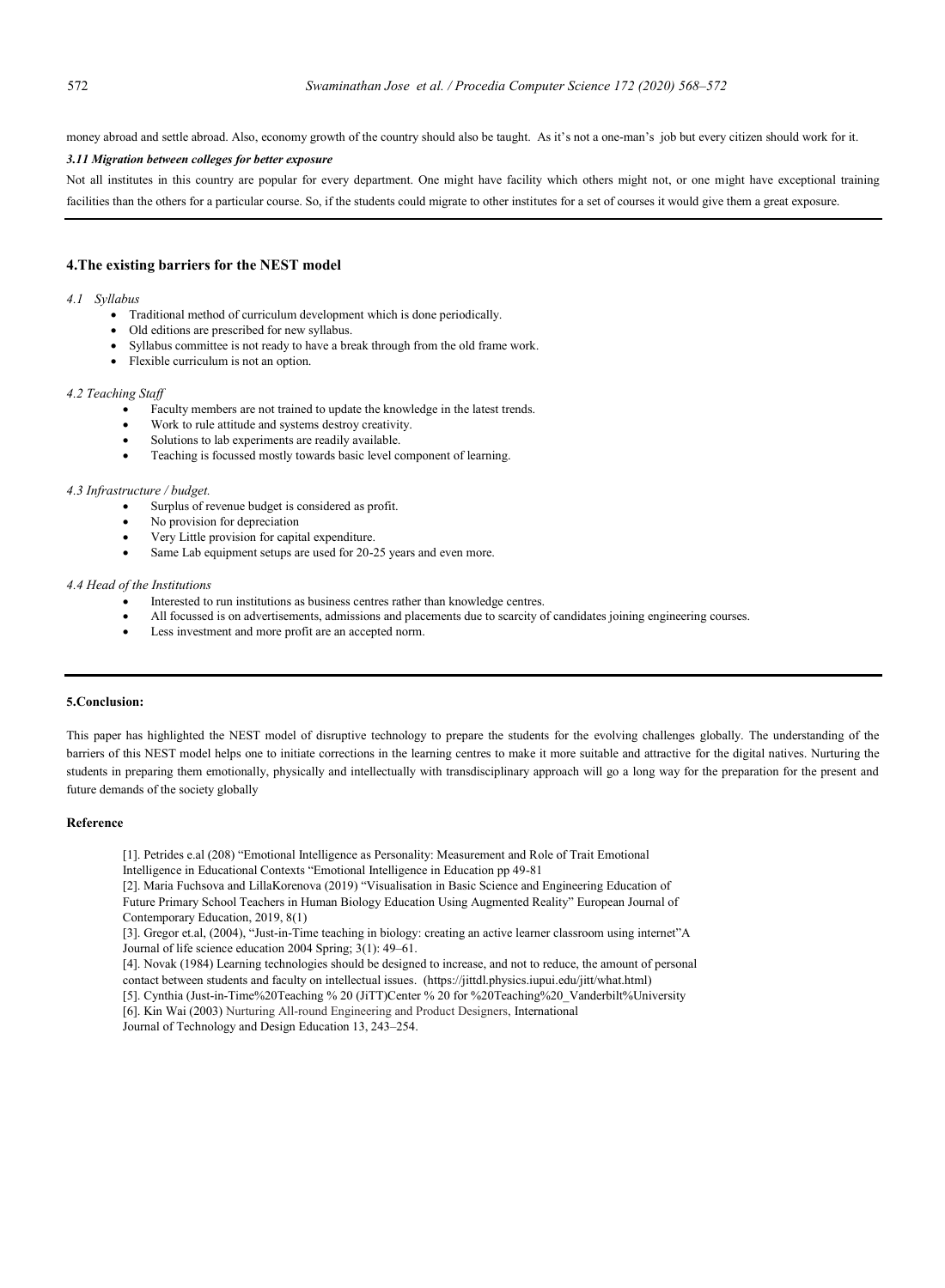money abroad and settle abroad. Also, economy growth of the country should also be taught. As it's not a one-man's job but every citizen should work for it.

#### *3.11 Migration between colleges for better exposure*

Not all institutes in this country are popular for every department. One might have facility which others might not, or one might have exceptional training facilities than the others for a particular course. So, if the students could migrate to other institutes for a set of courses it would give them a great exposure.

## 4.The existing barriers for the NEST model

### *4.1 Syllabus*

- Traditional method of curriculum development which is done periodically.
- Old editions are prescribed for new syllabus.
- Syllabus committee is not ready to have a break through from the old frame work.
- Flexible curriculum is not an option.

### *4.2 Teaching Staff*

- Faculty members are not trained to update the knowledge in the latest trends.
- Work to rule attitude and systems destroy creativity.
- Solutions to lab experiments are readily available.
- Teaching is focussed mostly towards basic level component of learning.

### *4.3 Infrastructure / budget.*

- Surplus of revenue budget is considered as profit.
- No provision for depreciation
- Very Little provision for capital expenditure.
- Same Lab equipment setups are used for 20-25 years and even more.

### *4.4 Head of the Institutions*

- Interested to run institutions as business centres rather than knowledge centres.
- All focussed is on advertisements, admissions and placements due to scarcity of candidates joining engineering courses.
- Less investment and more profit are an accepted norm.

## 5.Conclusion:

This paper has highlighted the NEST model of disruptive technology to prepare the students for the evolving challenges globally. The understanding of the barriers of this NEST model helps one to initiate corrections in the learning centres to make it more suitable and attractive for the digital natives. Nurturing the students in preparing them emotionally, physically and intellectually with transdisciplinary approach will go a long way for the preparation for the present and future demands of the society globally

## Reference

[1]. Petrides e.al (208) "Emotional Intelligence as Personality: Measurement and Role of Trait Emotional Intelligence in Educational Contexts "Emotional Intelligence in Education pp 49-81

[2]. Maria Fuchsova and LillaKorenova (2019) "Visualisation in Basic Science and Engineering Education of Future Primary School Teachers in Human Biology Education Using Augmented Reality" European Journal of Contemporary Education, 2019, 8(1)

[3]. Gregor et.al, (2004), "Just-in-Time teaching in biology: creating an active learner classroom using internet"A Journal of life science education 2004 Spring; 3(1): 49–61.

[4]. Novak (1984) Learning technologies should be designed to increase, and not to reduce, the amount of personal contact between students and faculty on intellectual issues. (https://jittdl.physics.iupui.edu/jitt/what.html)

[5]. Cynthia (Just-in-Time%20Teaching % 20 (JiTT)Center % 20 for %20Teaching%20_Vanderbilt%University

[6]. Kin Wai (2003) Nurturing All-round Engineering and Product Designers, International Journal of Technology and Design Education 13, 243–254.